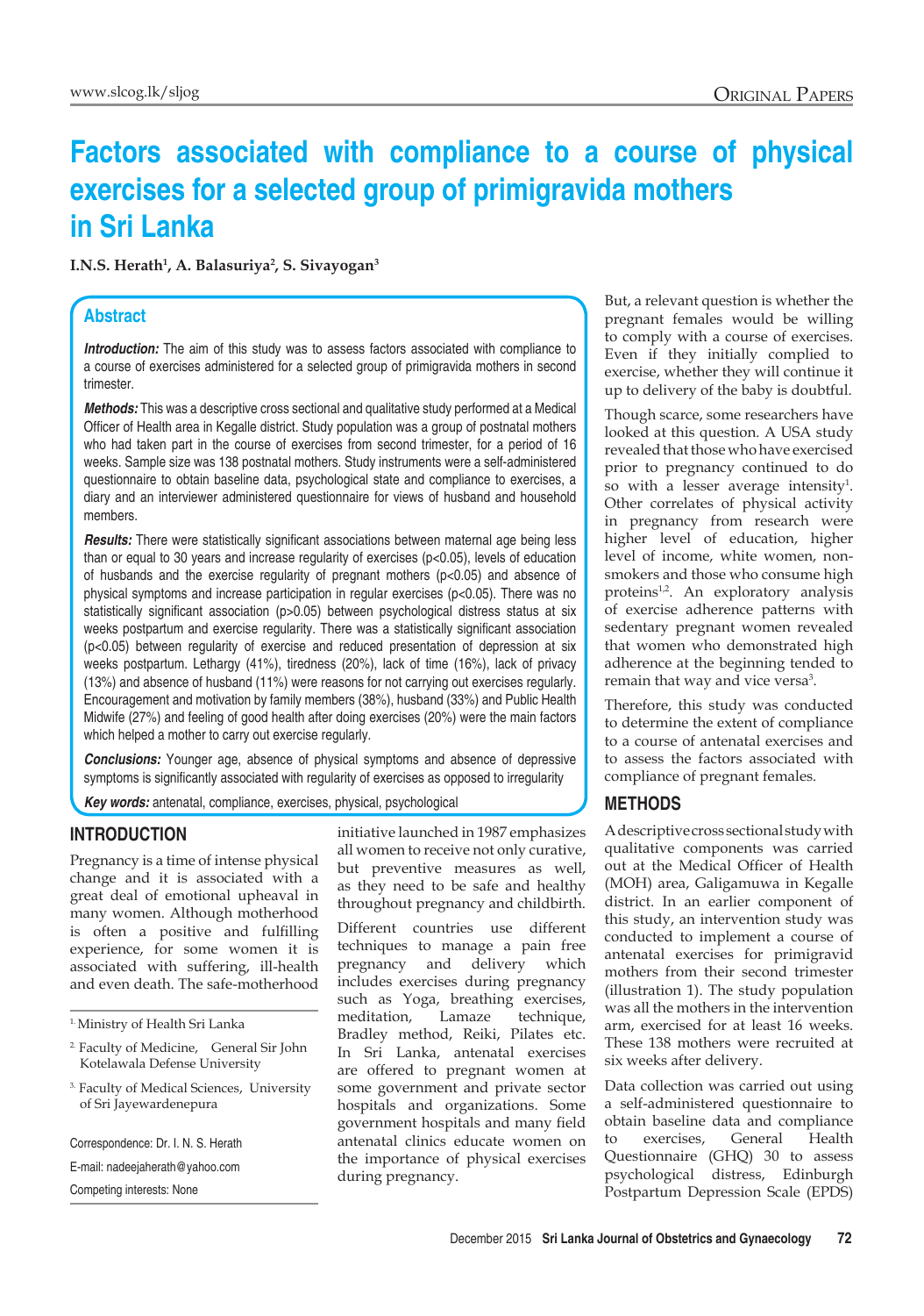# Factors associated with compliance to a course of physical exercises for a selected group of primigravida mothers in Sri Lanka

**I.N.S. Herath[1], A. Balasuriya[2], S. Sivayogan[3]**

## Abstract

***Introduction:*** The aim of this study was to assess factors associated with compliance to a course of exercises administered for a selected group of primigravida mothers in second trimester.

***Methods:*** This was a descriptive cross sectional and qualitative study performed at a Medical Officer of Health area in Kegalle district. Study population was a group of postnatal mothers who had taken part in the course of exercises from second trimester, for a period of 16 weeks. Sample size was 138 postnatal mothers. Study instruments were a self-administered questionnaire to obtain baseline data, psychological state and compliance to exercises, a diary and an interviewer administered questionnaire for views of husband and household members.

***Results:*** There were statistically significant associations between maternal age being less than or equal to 30 years and increase regularity of exercises ($p<0.05$), levels of education of husbands and the exercise regularity of pregnant mothers ($p<0.05$) and absence of physical symptoms and increase participation in regular exercises ($p<0.05$). There was no statistically significant association ($p>0.05$) between psychological distress status at six weeks postpartum and exercise regularity. There was a statistically significant association ($p<0.05$) between regularity of exercise and reduced presentation of depression at six weeks postpartum. Lethargy (41%), tiredness (20%), lack of time (16%), lack of privacy (13%) and absence of husband (11%) were reasons for not carrying out exercises regularly. Encouragement and motivation by family members (38%), husband (33%) and Public Health Midwife (27%) and feeling of good health after doing exercises (20%) were the main factors which helped a mother to carry out exercise regularly.

***Conclusions:*** Younger age, absence of physical symptoms and absence of depressive symptoms is significantly associated with regularity of exercises as opposed to irregularity

***Key words:*** antenatal, compliance, exercises, physical, psychological

## INTRODUCTION

Pregnancy is a time of intense physical change and it is associated with a great deal of emotional upheaval in many women. Although motherhood is often a positive and fulfilling experience, for some women it is associated with suffering, ill-health and even death. The safe-motherhood initiative launched in 1987 emphasizes all women to receive not only curative, but preventive measures as well, as they need to be safe and healthy throughout pregnancy and childbirth.

Different countries use different techniques to manage a pain free pregnancy and delivery which includes exercises during pregnancy such as Yoga, breathing exercises, meditation, Lamaze technique, Bradley method, Reiki, Pilates etc. In Sri Lanka, antenatal exercises are offered to pregnant women at some government and private sector hospitals and organizations. Some government hospitals and many field antenatal clinics educate women on the importance of physical exercises during pregnancy.

But, a relevant question is whether the pregnant females would be willing to comply with a course of exercises. Even if they initially complied to exercise, whether they will continue it up to delivery of the baby is doubtful.

Though scarce, some researchers have looked at this question. A USA study revealed that those who have exercised prior to pregnancy continued to do so with a lesser average intensity[1]. Other correlates of physical activity in pregnancy from research were higher level of education, higher level of income, white women, non-smokers and those who consume high proteins[1,2]. An exploratory analysis of exercise adherence patterns with sedentary pregnant women revealed that women who demonstrated high adherence at the beginning tended to remain that way and vice versa[3].

Therefore, this study was conducted to determine the extent of compliance to a course of antenatal exercises and to assess the factors associated with compliance of pregnant females.

## METHODS

A descriptive cross sectional study with qualitative components was carried out at the Medical Officer of Health (MOH) area, Galigamuwa in Kegalle district. In an earlier component of this study, an intervention study was conducted to implement a course of antenatal exercises for primigravid mothers from their second trimester (illustration 1). The study population was all the mothers in the intervention arm, exercised for at least 16 weeks. These 138 mothers were recruited at six weeks after delivery.

Data collection was carried out using a self-administered questionnaire to obtain baseline data and compliance to exercises, General Health Questionnaire (GHQ) 30 to assess psychological distress, Edinburgh Postpartum Depression Scale (EPDS)

---

[1] Ministry of Health Sri Lanka

[2] Faculty of Medicine, General Sir John Kotelawala Defense University

[3] Faculty of Medical Sciences, University of Sri Jayewardenepura

Correspondence: Dr. I. N. S. Herath

E-mail: nadeejaherath@yahoo.com

Competing interests: None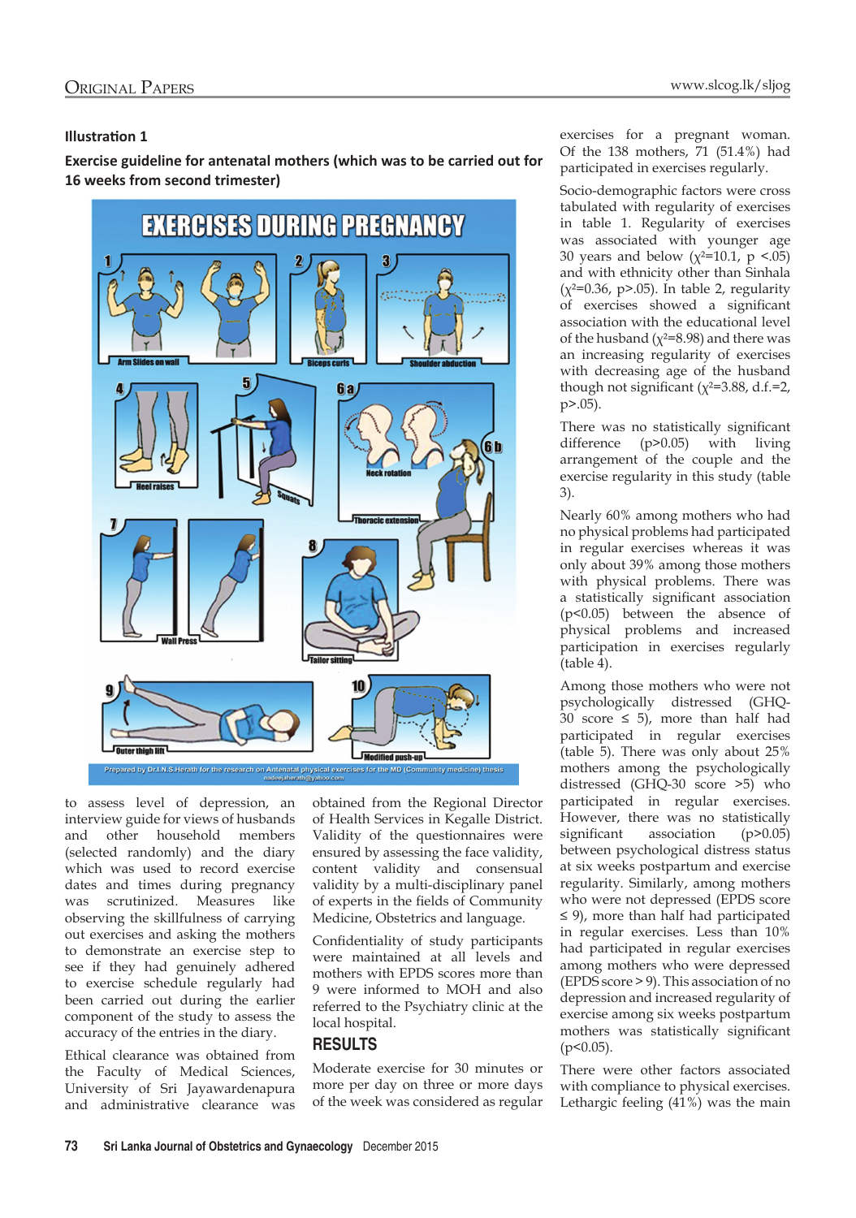### Illustration 1

**Exercise guideline for antenatal mothers (which was to be carried out for 16 weeks from second trimester)**

EXERCISES DURING PREGNANCY

1 Arm Slides on wall
2 Biceps curls
3 Shoulder abduction
4 Heel raises
5 Squats
6 a Neck rotation
6 b Thoracic extension
7 Wall Press
8 Tailor sitting
9 Outer thigh lift
10 Modified push-up

Prepared by Dr.I.N.S.Herath for the research on Antenatal physical exercises for the MD (Community medicine) thesis
nadeejaherath@yahoo.com

to assess level of depression, an interview guide for views of husbands and other household members (selected randomly) and the diary which was used to record exercise dates and times during pregnancy was scrutinized. Measures like observing the skillfulness of carrying out exercises and asking the mothers to demonstrate an exercise step to see if they had genuinely adhered to exercise schedule regularly had been carried out during the earlier component of the study to assess the accuracy of the entries in the diary.

Ethical clearance was obtained from the Faculty of Medical Sciences, University of Sri Jayawardenapura and administrative clearance was obtained from the Regional Director of Health Services in Kegalle District. Validity of the questionnaires were ensured by assessing the face validity, content validity and consensual validity by a multi-disciplinary panel of experts in the fields of Community Medicine, Obstetrics and language.

Confidentiality of study participants were maintained at all levels and mothers with EPDS scores more than 9 were informed to MOH and also referred to the Psychiatry clinic at the local hospital.

## RESULTS

Moderate exercise for 30 minutes or more per day on three or more days of the week was considered as regular exercises for a pregnant woman. Of the 138 mothers, 71 (51.4%) had participated in exercises regularly.

Socio-demographic factors were cross tabulated with regularity of exercises in table 1. Regularity of exercises was associated with younger age 30 years and below ($\chi^2$=10.1, p <.05) and with ethnicity other than Sinhala ($\chi^2$=0.36, p>.05). In table 2, regularity of exercises showed a significant association with the educational level of the husband ($\chi^2$=8.98) and there was an increasing regularity of exercises with decreasing age of the husband though not significant ($\chi^2$=3.88, d.f.=2, p>.05).

There was no statistically significant difference (p>0.05) with living arrangement of the couple and the exercise regularity in this study (table 3).

Nearly 60% among mothers who had no physical problems had participated in regular exercises whereas it was only about 39% among those mothers with physical problems. There was a statistically significant association (p<0.05) between the absence of physical problems and increased participation in exercises regularly (table 4).

Among those mothers who were not psychologically distressed (GHQ-30 score ≤ 5), more than half had participated in regular exercises (table 5). There was only about 25% mothers among the psychologically distressed (GHQ-30 score >5) who participated in regular exercises. However, there was no statistically significant association (p>0.05) between psychological distress status at six weeks postpartum and exercise regularity. Similarly, among mothers who were not depressed (EPDS score ≤ 9), more than half had participated in regular exercises. Less than 10% had participated in regular exercises among mothers who were depressed (EPDS score > 9). This association of no depression and increased regularity of exercise among six weeks postpartum mothers was statistically significant (p<0.05).

There were other factors associated with compliance to physical exercises. Lethargic feeling (41%) was the main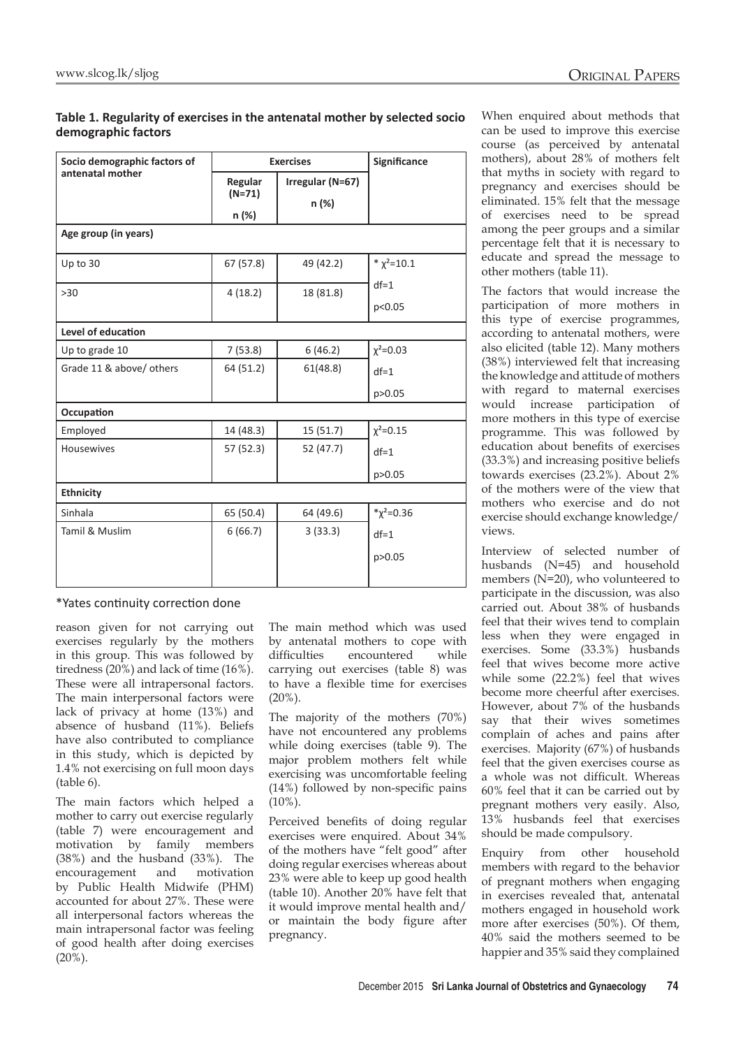**Table 1. Regularity of exercises in the antenatal mother by selected socio demographic factors**

| Socio demographic factors of antenatal mother | Exercises | | Significance |
|---|---|---|---|
| | Regular (N=71) n (%) | Irregular (N=67) n (%) | |
| **Age group (in years)** | | | |
| Up to 30 | 67 (57.8) | 49 (42.2) | * $\chi^2$=10.1 |
| >30 | 4 (18.2) | 18 (81.8) | df=1 $p<0.05$ |
| **Level of education** | | | |
| Up to grade 10 | 7 (53.8) | 6 (46.2) | $\chi^2$=0.03 |
| Grade 11 & above/ others | 64 (51.2) | 61(48.8) | df=1 $p>0.05$ |
| **Occupation** | | | |
| Employed | 14 (48.3) | 15 (51.7) | $\chi^2$=0.15 |
| Housewives | 57 (52.3) | 52 (47.7) | df=1 $p>0.05$ |
| **Ethnicity** | | | |
| Sinhala | 65 (50.4) | 64 (49.6) | *$\chi^2$=0.36 |
| Tamil & Muslim | 6 (66.7) | 3 (33.3) | df=1 $p>0.05$ |

*Yates continuity correction done

reason given for not carrying out exercises regularly by the mothers in this group. This was followed by tiredness (20%) and lack of time (16%). These were all intrapersonal factors. The main interpersonal factors were lack of privacy at home (13%) and absence of husband (11%). Beliefs have also contributed to compliance in this study, which is depicted by 1.4% not exercising on full moon days (table 6).

The main factors which helped a mother to carry out exercise regularly (table 7) were encouragement and motivation by family members (38%) and the husband (33%). The encouragement and motivation by Public Health Midwife (PHM) accounted for about 27%. These were all interpersonal factors whereas the main intrapersonal factor was feeling of good health after doing exercises (20%).

The main method which was used by antenatal mothers to cope with difficulties encountered while carrying out exercises (table 8) was to have a flexible time for exercises (20%).

The majority of the mothers (70%) have not encountered any problems while doing exercises (table 9). The major problem mothers felt while exercising was uncomfortable feeling (14%) followed by non-specific pains (10%).

Perceived benefits of doing regular exercises were enquired. About 34% of the mothers have "felt good" after doing regular exercises whereas about 23% were able to keep up good health (table 10). Another 20% have felt that it would improve mental health and/or maintain the body figure after pregnancy.

When enquired about methods that can be used to improve this exercise course (as perceived by antenatal mothers), about 28% of mothers felt that myths in society with regard to pregnancy and exercises should be eliminated. 15% felt that the message of exercises need to be spread among the peer groups and a similar percentage felt that it is necessary to educate and spread the message to other mothers (table 11).

The factors that would increase the participation of more mothers in this type of exercise programmes, according to antenatal mothers, were also elicited (table 12). Many mothers (38%) interviewed felt that increasing the knowledge and attitude of mothers with regard to maternal exercises would increase participation of more mothers in this type of exercise programme. This was followed by education about benefits of exercises (33.3%) and increasing positive beliefs towards exercises (23.2%). About 2% of the mothers were of the view that mothers who exercise and do not exercise should exchange knowledge/views.

Interview of selected number of husbands (N=45) and household members (N=20), who volunteered to participate in the discussion, was also carried out. About 38% of husbands feel that their wives tend to complain less when they were engaged in exercises. Some (33.3%) husbands feel that wives become more active while some (22.2%) feel that wives become more cheerful after exercises. However, about 7% of the husbands say that their wives sometimes complain of aches and pains after exercises. Majority (67%) of husbands feel that the given exercises course as a whole was not difficult. Whereas 60% feel that it can be carried out by pregnant mothers very easily. Also, 13% husbands feel that exercises should be made compulsory.

Enquiry from other household members with regard to the behavior of pregnant mothers when engaging in exercises revealed that, antenatal mothers engaged in household work more after exercises (50%). Of them, 40% said the mothers seemed to be happier and 35% said they complained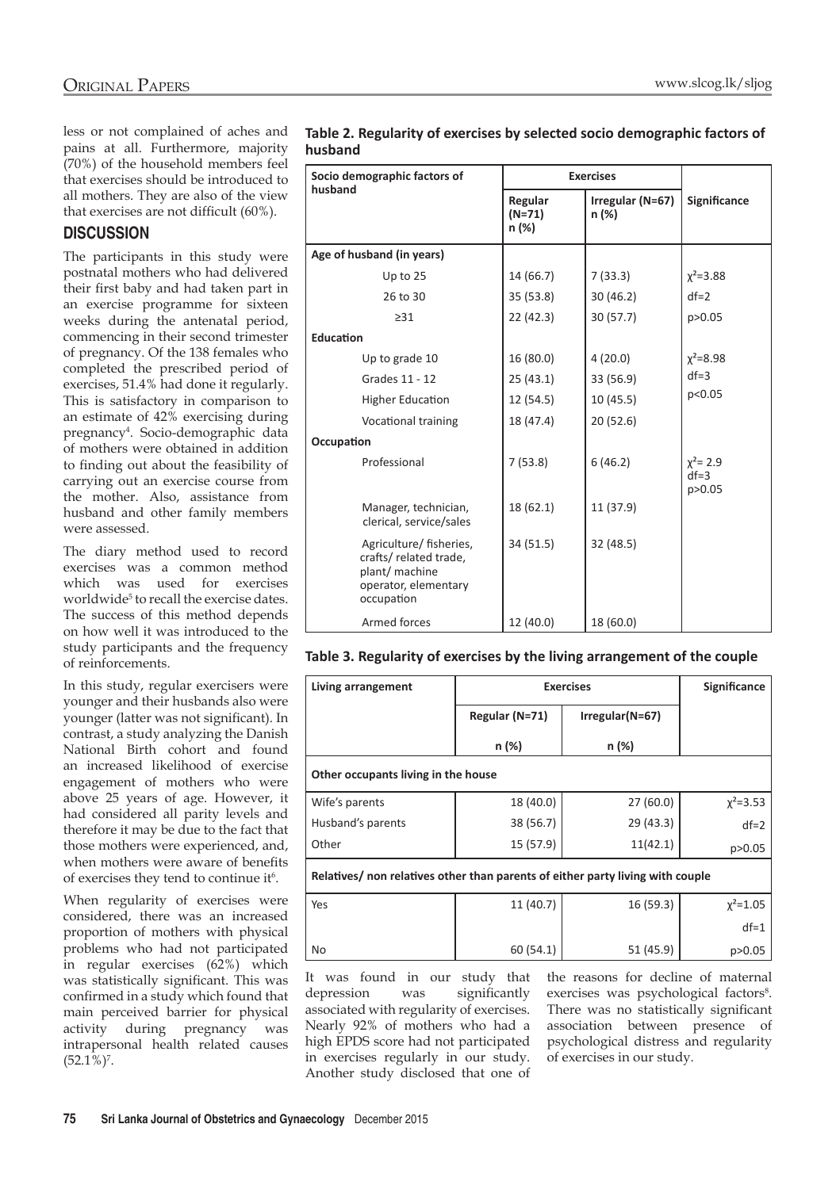less or not complained of aches and pains at all. Furthermore, majority (70%) of the household members feel that exercises should be introduced to all mothers. They are also of the view that exercises are not difficult (60%).

## DISCUSSION

The participants in this study were postnatal mothers who had delivered their first baby and had taken part in an exercise programme for sixteen weeks during the antenatal period, commencing in their second trimester of pregnancy. Of the 138 females who completed the prescribed period of exercises, 51.4% had done it regularly. This is satisfactory in comparison to an estimate of 42% exercising during pregnancy[4]. Socio-demographic data of mothers were obtained in addition to finding out about the feasibility of carrying out an exercise course from the mother. Also, assistance from husband and other family members were assessed.

The diary method used to record exercises was a common method which was used for exercises worldwide[5] to recall the exercise dates. The success of this method depends on how well it was introduced to the study participants and the frequency of reinforcements.

In this study, regular exercisers were younger and their husbands also were younger (latter was not significant). In contrast, a study analyzing the Danish National Birth cohort and found an increased likelihood of exercise engagement of mothers who were above 25 years of age. However, it had considered all parity levels and therefore it may be due to the fact that those mothers were experienced, and, when mothers were aware of benefits of exercises they tend to continue it[6].

When regularity of exercises were considered, there was an increased proportion of mothers with physical problems who had not participated in regular exercises (62%) which was statistically significant. This was confirmed in a study which found that main perceived barrier for physical activity during pregnancy was intrapersonal health related causes (52.1%)[7].

**Table 2. Regularity of exercises by selected socio demographic factors of husband**

| Socio demographic factors of husband | Exercises | | Significance |
|---|---|---|---|
| | Regular (N=71) n (%) | Irregular (N=67) n (%) | |
| **Age of husband (in years)** | | | |
| Up to 25 | 14 (66.7) | 7 (33.3) | $\chi^2$=3.88 |
| 26 to 30 | 35 (53.8) | 30 (46.2) | df=2 |
| ≥31 | 22 (42.3) | 30 (57.7) | p>0.05 |
| **Education** | | | |
| Up to grade 10 | 16 (80.0) | 4 (20.0) | $\chi^2$=8.98 |
| Grades 11 - 12 | 25 (43.1) | 33 (56.9) | df=3 |
| Higher Education | 12 (54.5) | 10 (45.5) | p<0.05 |
| Vocational training | 18 (47.4) | 20 (52.6) | |
| **Occupation** | | | |
| Professional | 7 (53.8) | 6 (46.2) | $\chi^2$= 2.9 df=3 p>0.05 |
| Manager, technician, clerical, service/sales | 18 (62.1) | 11 (37.9) | |
| Agriculture/ fisheries, crafts/ related trade, plant/ machine operator, elementary occupation | 34 (51.5) | 32 (48.5) | |
| Armed forces | 12 (40.0) | 18 (60.0) | |

**Table 3. Regularity of exercises by the living arrangement of the couple**

| Living arrangement | Exercises | | Significance |
|---|---|---|---|
| | Regular (N=71) | Irregular(N=67) | |
| | n (%) | n (%) | |
| **Other occupants living in the house** | | | |
| Wife's parents | 18 (40.0) | 27 (60.0) | $\chi^2$=3.53 |
| Husband's parents | 38 (56.7) | 29 (43.3) | df=2 |
| Other | 15 (57.9) | 11(42.1) | p>0.05 |
| **Relatives/ non relatives other than parents of either party living with couple** | | | |
| Yes | 11 (40.7) | 16 (59.3) | $\chi^2$=1.05 |
| | | | df=1 |
| No | 60 (54.1) | 51 (45.9) | p>0.05 |

It was found in our study that depression was significantly associated with regularity of exercises. Nearly 92% of mothers who had a high EPDS score had not participated in exercises regularly in our study. Another study disclosed that one of the reasons for decline of maternal exercises was psychological factors[8]. There was no statistically significant association between presence of psychological distress and regularity of exercises in our study.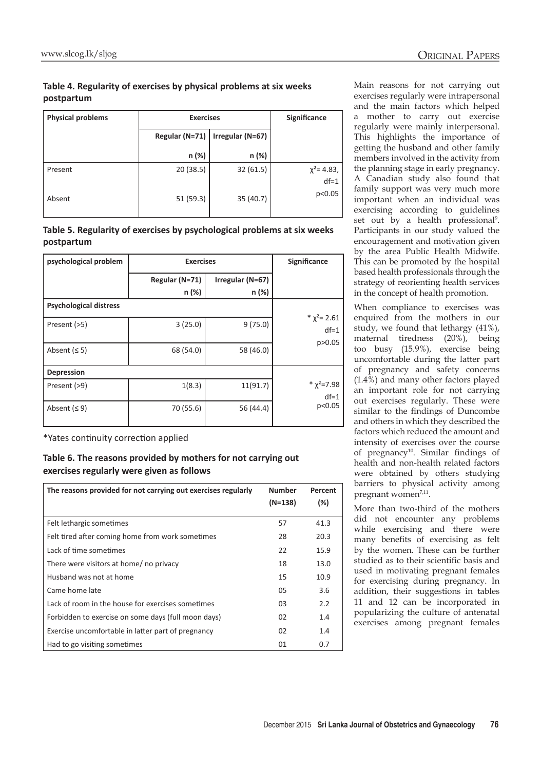**Table 4. Regularity of exercises by physical problems at six weeks postpartum**

| Physical problems | Exercises | | Significance |
|---|---|---|---|
| | Regular (N=71) | Irregular (N=67) | |
| | n (%) | n (%) | |
| Present | 20 (38.5) | 32 (61.5) | $\chi^2$= 4.83, df=1 p<0.05 |
| Absent | 51 (59.3) | 35 (40.7) | |

**Table 5. Regularity of exercises by psychological problems at six weeks postpartum**

| psychological problem | Exercises | | Significance |
|---|---|---|---|
| | Regular (N=71) n (%) | Irregular (N=67) n (%) | |
| **Psychological distress** | | | |
| Present (>5) | 3 (25.0) | 9 (75.0) | * $\chi^2$= 2.61 df=1 p>0.05 |
| Absent (≤ 5) | 68 (54.0) | 58 (46.0) | |
| **Depression** | | | |
| Present (>9) | 1(8.3) | 11(91.7) | * $\chi^2$=7.98 df=1 p<0.05 |
| Absent (≤ 9) | 70 (55.6) | 56 (44.4) | |

*Yates continuity correction applied

**Table 6. The reasons provided by mothers for not carrying out exercises regularly were given as follows**

| The reasons provided for not carrying out exercises regularly | Number (N=138) | Percent (%) |
|---|---|---|
| Felt lethargic sometimes | 57 | 41.3 |
| Felt tired after coming home from work sometimes | 28 | 20.3 |
| Lack of time sometimes | 22 | 15.9 |
| There were visitors at home/ no privacy | 18 | 13.0 |
| Husband was not at home | 15 | 10.9 |
| Came home late | 05 | 3.6 |
| Lack of room in the house for exercises sometimes | 03 | 2.2 |
| Forbidden to exercise on some days (full moon days) | 02 | 1.4 |
| Exercise uncomfortable in latter part of pregnancy | 02 | 1.4 |
| Had to go visiting sometimes | 01 | 0.7 |

Main reasons for not carrying out exercises regularly were intrapersonal and the main factors which helped a mother to carry out exercise regularly were mainly interpersonal. This highlights the importance of getting the husband and other family members involved in the activity from the planning stage in early pregnancy. A Canadian study also found that family support was very much more important when an individual was exercising according to guidelines set out by a health professional[9]. Participants in our study valued the encouragement and motivation given by the area Public Health Midwife. This can be promoted by the hospital based health professionals through the strategy of reorienting health services in the concept of health promotion.

When compliance to exercises was enquired from the mothers in our study, we found that lethargy (41%), maternal tiredness (20%), being too busy (15.9%), exercise being uncomfortable during the latter part of pregnancy and safety concerns (1.4%) and many other factors played an important role for not carrying out exercises regularly. These were similar to the findings of Duncombe and others in which they described the factors which reduced the amount and intensity of exercises over the course of pregnancy[10]. Similar findings of health and non-health related factors were obtained by others studying barriers to physical activity among pregnant women[7,11].

More than two-third of the mothers did not encounter any problems while exercising and there were many benefits of exercising as felt by the women. These can be further studied as to their scientific basis and used in motivating pregnant females for exercising during pregnancy. In addition, their suggestions in tables 11 and 12 can be incorporated in popularizing the culture of antenatal exercises among pregnant females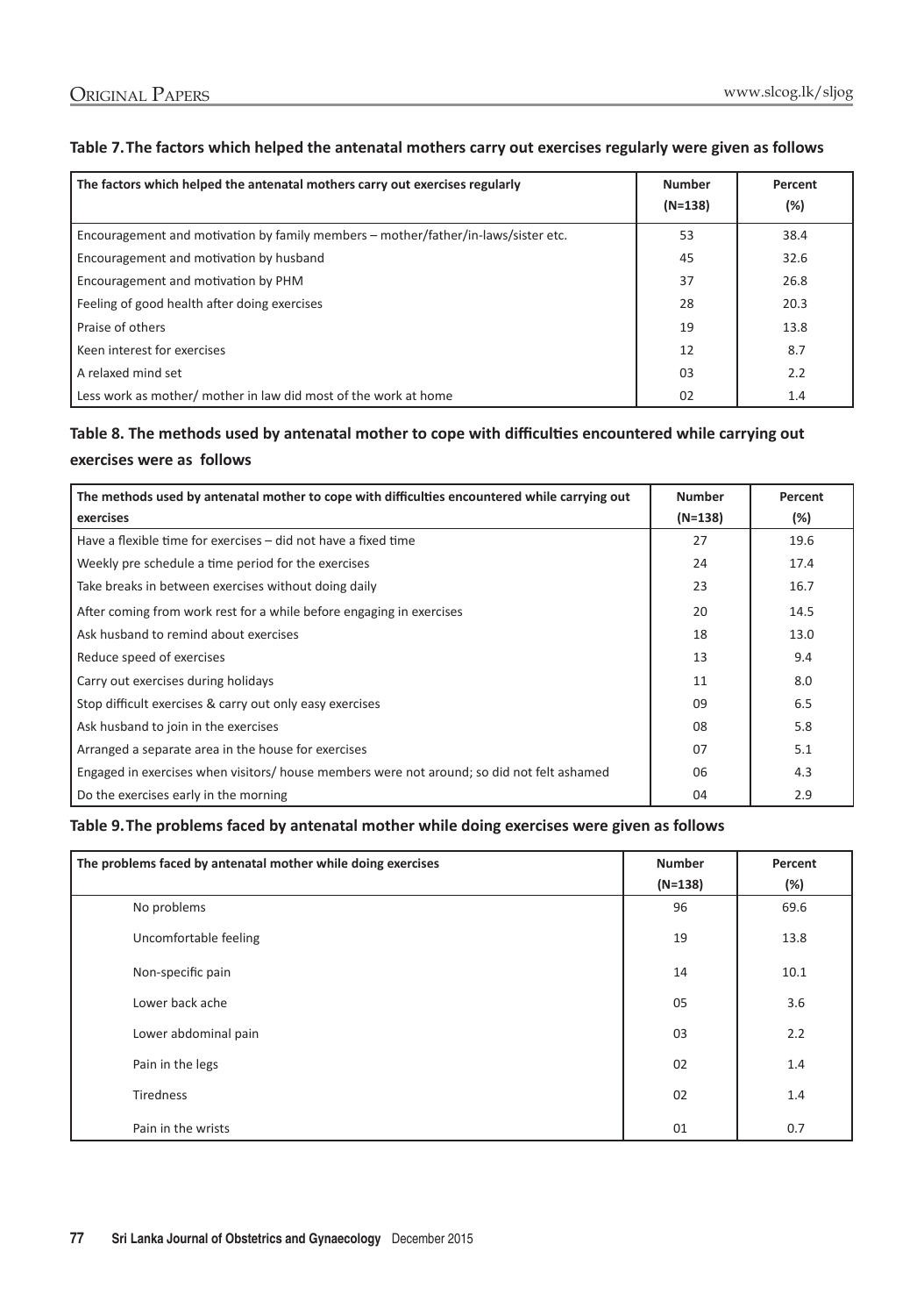**Table 7. The factors which helped the antenatal mothers carry out exercises regularly were given as follows**

| The factors which helped the antenatal mothers carry out exercises regularly | Number (N=138) | Percent (%) |
|---|---|---|
| Encouragement and motivation by family members – mother/father/in-laws/sister etc. | 53 | 38.4 |
| Encouragement and motivation by husband | 45 | 32.6 |
| Encouragement and motivation by PHM | 37 | 26.8 |
| Feeling of good health after doing exercises | 28 | 20.3 |
| Praise of others | 19 | 13.8 |
| Keen interest for exercises | 12 | 8.7 |
| A relaxed mind set | 03 | 2.2 |
| Less work as mother/ mother in law did most of the work at home | 02 | 1.4 |

**Table 8. The methods used by antenatal mother to cope with difficulties encountered while carrying out exercises were as follows**

| The methods used by antenatal mother to cope with difficulties encountered while carrying out exercises | Number (N=138) | Percent (%) |
|---|---|---|
| Have a flexible time for exercises – did not have a fixed time | 27 | 19.6 |
| Weekly pre schedule a time period for the exercises | 24 | 17.4 |
| Take breaks in between exercises without doing daily | 23 | 16.7 |
| After coming from work rest for a while before engaging in exercises | 20 | 14.5 |
| Ask husband to remind about exercises | 18 | 13.0 |
| Reduce speed of exercises | 13 | 9.4 |
| Carry out exercises during holidays | 11 | 8.0 |
| Stop difficult exercises & carry out only easy exercises | 09 | 6.5 |
| Ask husband to join in the exercises | 08 | 5.8 |
| Arranged a separate area in the house for exercises | 07 | 5.1 |
| Engaged in exercises when visitors/ house members were not around; so did not felt ashamed | 06 | 4.3 |
| Do the exercises early in the morning | 04 | 2.9 |

**Table 9. The problems faced by antenatal mother while doing exercises were given as follows**

| The problems faced by antenatal mother while doing exercises | Number (N=138) | Percent (%) |
|---|---|---|
| No problems | 96 | 69.6 |
| Uncomfortable feeling | 19 | 13.8 |
| Non-specific pain | 14 | 10.1 |
| Lower back ache | 05 | 3.6 |
| Lower abdominal pain | 03 | 2.2 |
| Pain in the legs | 02 | 1.4 |
| Tiredness | 02 | 1.4 |
| Pain in the wrists | 01 | 0.7 |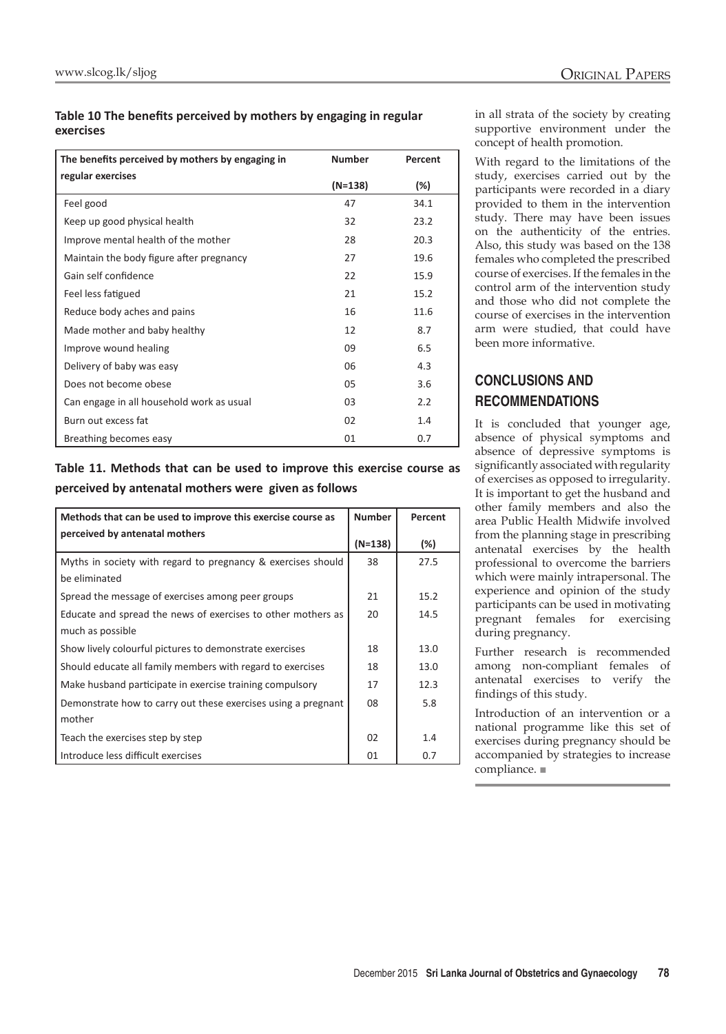**Table 10 The benefits perceived by mothers by engaging in regular exercises**

| The benefits perceived by mothers by engaging in regular exercises | Number (N=138) | Percent (%) |
|---|---|---|
| Feel good | 47 | 34.1 |
| Keep up good physical health | 32 | 23.2 |
| Improve mental health of the mother | 28 | 20.3 |
| Maintain the body figure after pregnancy | 27 | 19.6 |
| Gain self confidence | 22 | 15.9 |
| Feel less fatigued | 21 | 15.2 |
| Reduce body aches and pains | 16 | 11.6 |
| Made mother and baby healthy | 12 | 8.7 |
| Improve wound healing | 09 | 6.5 |
| Delivery of baby was easy | 06 | 4.3 |
| Does not become obese | 05 | 3.6 |
| Can engage in all household work as usual | 03 | 2.2 |
| Burn out excess fat | 02 | 1.4 |
| Breathing becomes easy | 01 | 0.7 |

**Table 11. Methods that can be used to improve this exercise course as perceived by antenatal mothers were given as follows**

| Methods that can be used to improve this exercise course as perceived by antenatal mothers | Number (N=138) | Percent (%) |
|---|---|---|
| Myths in society with regard to pregnancy & exercises should be eliminated | 38 | 27.5 |
| Spread the message of exercises among peer groups | 21 | 15.2 |
| Educate and spread the news of exercises to other mothers as much as possible | 20 | 14.5 |
| Show lively colourful pictures to demonstrate exercises | 18 | 13.0 |
| Should educate all family members with regard to exercises | 18 | 13.0 |
| Make husband participate in exercise training compulsory | 17 | 12.3 |
| Demonstrate how to carry out these exercises using a pregnant mother | 08 | 5.8 |
| Teach the exercises step by step | 02 | 1.4 |
| Introduce less difficult exercises | 01 | 0.7 |

in all strata of the society by creating supportive environment under the concept of health promotion.

With regard to the limitations of the study, exercises carried out by the participants were recorded in a diary provided to them in the intervention study. There may have been issues on the authenticity of the entries. Also, this study was based on the 138 females who completed the prescribed course of exercises. If the females in the control arm of the intervention study and those who did not complete the course of exercises in the intervention arm were studied, that could have been more informative.

## CONCLUSIONS AND RECOMMENDATIONS

It is concluded that younger age, absence of physical symptoms and absence of depressive symptoms is significantly associated with regularity of exercises as opposed to irregularity. It is important to get the husband and other family members and also the area Public Health Midwife involved from the planning stage in prescribing antenatal exercises by the health professional to overcome the barriers which were mainly intrapersonal. The experience and opinion of the study participants can be used in motivating pregnant females for exercising during pregnancy.

Further research is recommended among non-compliant females of antenatal exercises to verify the findings of this study.

Introduction of an intervention or a national programme like this set of exercises during pregnancy should be accompanied by strategies to increase compliance. ■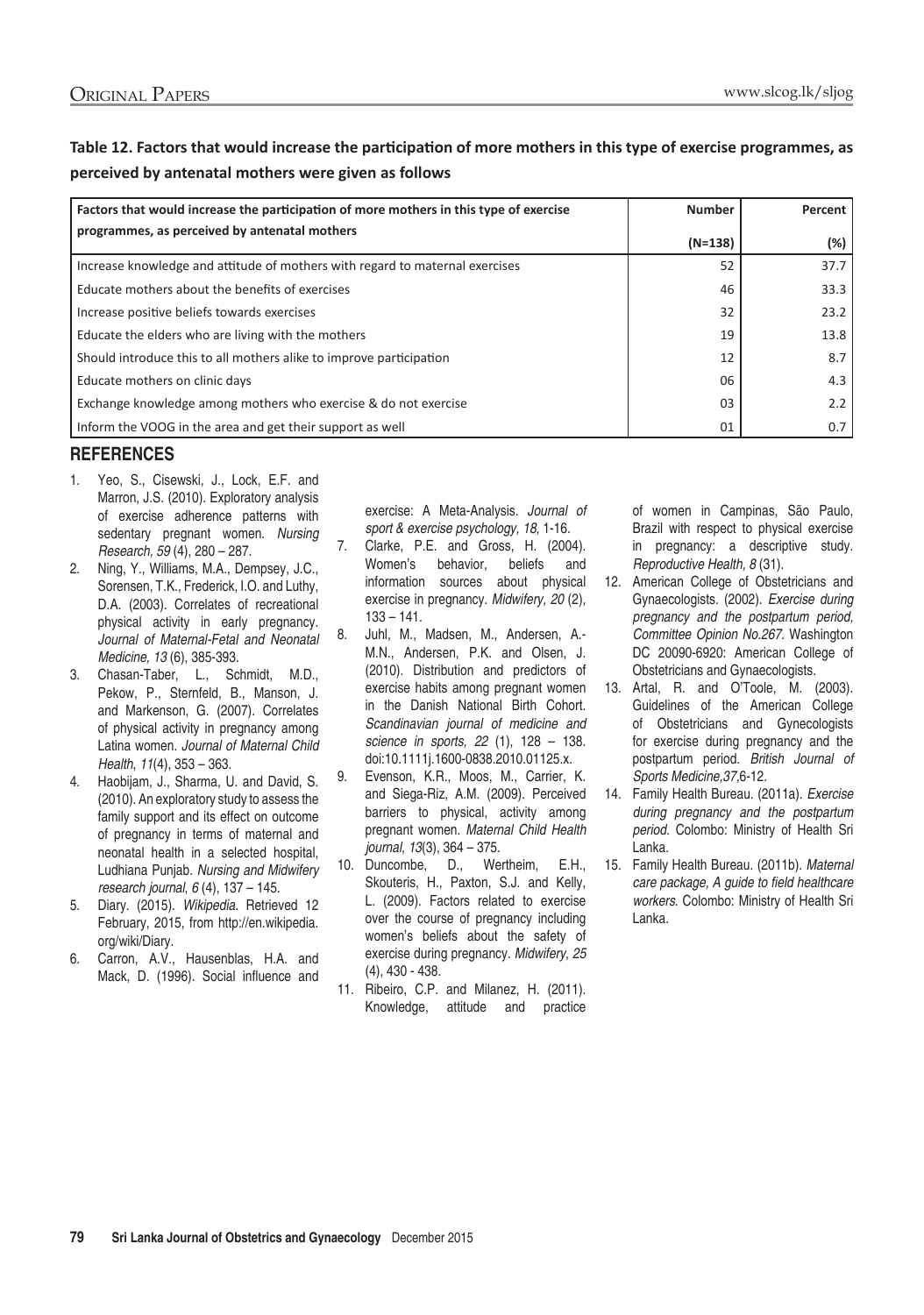**Table 12. Factors that would increase the participation of more mothers in this type of exercise programmes, as perceived by antenatal mothers were given as follows**

| Factors that would increase the participation of more mothers in this type of exercise programmes, as perceived by antenatal mothers | Number (N=138) | Percent (%) |
|---|---|---|
| Increase knowledge and attitude of mothers with regard to maternal exercises | 52 | 37.7 |
| Educate mothers about the benefits of exercises | 46 | 33.3 |
| Increase positive beliefs towards exercises | 32 | 23.2 |
| Educate the elders who are living with the mothers | 19 | 13.8 |
| Should introduce this to all mothers alike to improve participation | 12 | 8.7 |
| Educate mothers on clinic days | 06 | 4.3 |
| Exchange knowledge among mothers who exercise & do not exercise | 03 | 2.2 |
| Inform the VOOG in the area and get their support as well | 01 | 0.7 |

## REFERENCES

1. Yeo, S., Cisewski, J., Lock, E.F. and Marron, J.S. (2010). Exploratory analysis of exercise adherence patterns with sedentary pregnant women. *Nursing Research, 59* (4), 280 – 287.
2. Ning, Y., Williams, M.A., Dempsey, J.C., Sorensen, T.K., Frederick, I.O. and Luthy, D.A. (2003). Correlates of recreational physical activity in early pregnancy. *Journal of Maternal-Fetal and Neonatal Medicine, 13* (6), 385-393.
3. Chasan-Taber, L., Schmidt, M.D., Pekow, P., Sternfeld, B., Manson, J. and Markenson, G. (2007). Correlates of physical activity in pregnancy among Latina women. *Journal of Maternal Child Health*, *11*(4), 353 – 363.
4. Haobijam, J., Sharma, U. and David, S. (2010). An exploratory study to assess the family support and its effect on outcome of pregnancy in terms of maternal and neonatal health in a selected hospital, Ludhiana Punjab. *Nursing and Midwifery research journal*, *6* (4), 137 – 145.
5. Diary. (2015). *Wikipedia.* Retrieved 12 February, 2015, from http://en.wikipedia.org/wiki/Diary.
6. Carron, A.V., Hausenblas, H.A. and Mack, D. (1996). Social influence and exercise: A Meta-Analysis. *Journal of sport & exercise psychology, 18,* 1-16.
7. Clarke, P.E. and Gross, H. (2004). Women's behavior, beliefs and information sources about physical exercise in pregnancy. *Midwifery, 20* (2), 133 – 141.
8. Juhl, M., Madsen, M., Andersen, A.-M.N., Andersen, P.K. and Olsen, J. (2010). Distribution and predictors of exercise habits among pregnant women in the Danish National Birth Cohort. *Scandinavian journal of medicine and science in sports, 22* (1), 128 – 138. doi:10.1111j.1600-0838.2010.01125.x.
9. Evenson, K.R., Moos, M., Carrier, K. and Siega-Riz, A.M. (2009). Perceived barriers to physical, activity among pregnant women. *Maternal Child Health journal*, *13*(3), 364 – 375.
10. Duncombe, D., Wertheim, E.H., Skouteris, H., Paxton, S.J. and Kelly, L. (2009). Factors related to exercise over the course of pregnancy including women's beliefs about the safety of exercise during pregnancy. *Midwifery*, *25* (4), 430 - 438.
11. Ribeiro, C.P. and Milanez, H. (2011). Knowledge, attitude and practice of women in Campinas, São Paulo, Brazil with respect to physical exercise in pregnancy: a descriptive study. *Reproductive Health, 8* (31).
12. American College of Obstetricians and Gynaecologists. (2002). *Exercise during pregnancy and the postpartum period, Committee Opinion No.267*. Washington DC 20090-6920: American College of Obstetricians and Gynaecologists.
13. Artal, R. and O'Toole, M. (2003). Guidelines of the American College of Obstetricians and Gynecologists for exercise during pregnancy and the postpartum period. *British Journal of Sports Medicine,37*,6-12.
14. Family Health Bureau. (2011a). *Exercise during pregnancy and the postpartum period.* Colombo: Ministry of Health Sri Lanka.
15. Family Health Bureau. (2011b). *Maternal care package, A guide to field healthcare workers.* Colombo: Ministry of Health Sri Lanka.